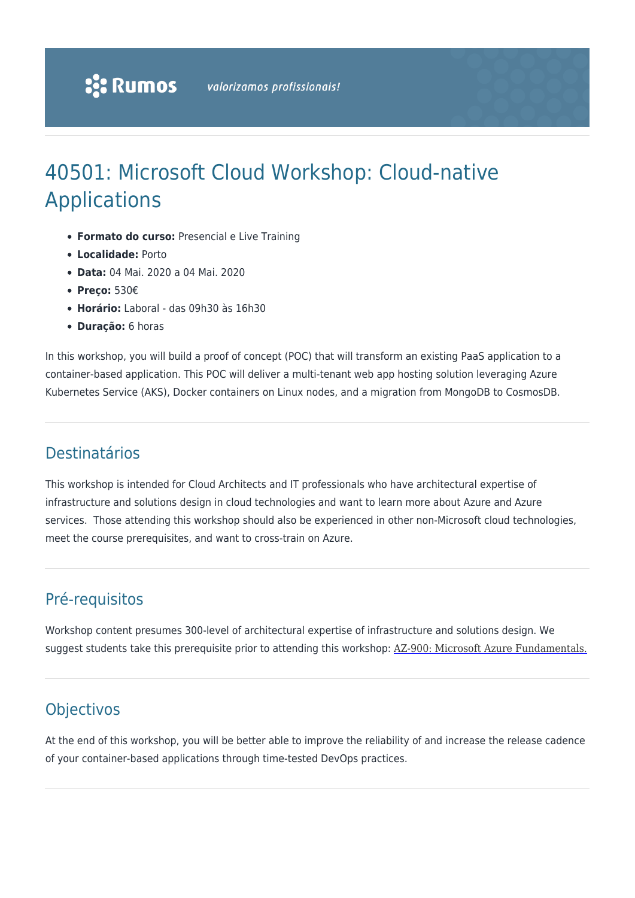# 40501: Microsoft Cloud Workshop: Cloud-native Applications

- **Formato do curso:** Presencial e Live Training
- **Localidade:** Porto
- **Data:** 04 Mai. 2020 a 04 Mai. 2020
- **Preço:** 530€
- **Horário:** Laboral - das 09h30 às 16h30
- **Duração:** 6 horas

In this workshop, you will build a proof of concept (POC) that will transform an existing PaaS application to a container-based application. This POC will deliver a multi-tenant web app hosting solution leveraging Azure Kubernetes Service (AKS), Docker containers on Linux nodes, and a migration from MongoDB to CosmosDB.

## Destinatários

This workshop is intended for Cloud Architects and IT professionals who have architectural expertise of infrastructure and solutions design in cloud technologies and want to learn more about Azure and Azure services. Those attending this workshop should also be experienced in other non-Microsoft cloud technologies, meet the course prerequisites, and want to cross-train on Azure.

## Pré-requisitos

Workshop content presumes 300-level of architectural expertise of infrastructure and solutions design. We suggest students take this prerequisite prior to attending this workshop: AZ-900: Microsoft Azure Fundamentals.

## Objectivos

At the end of this workshop, you will be better able to improve the reliability of and increase the release cadence of your container-based applications through time-tested DevOps practices.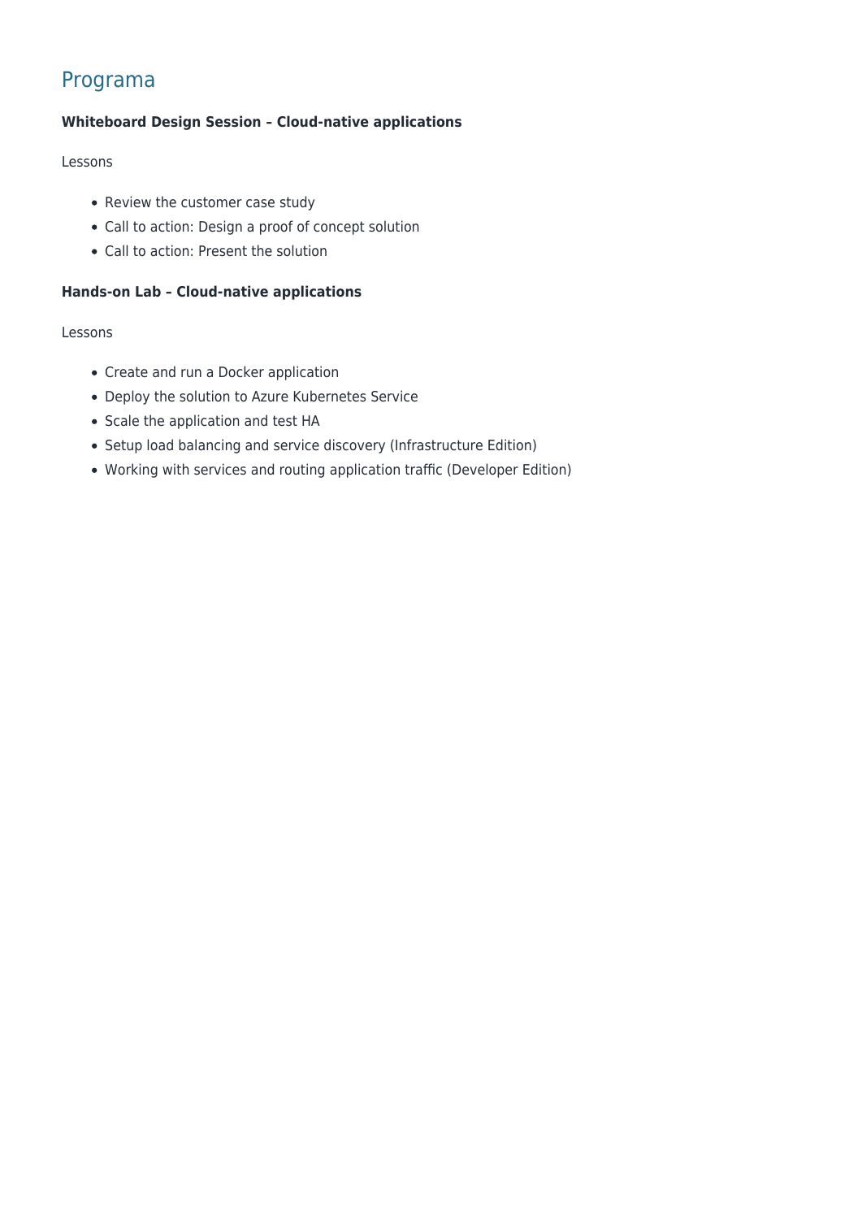## Programa

**Whiteboard Design Session – Cloud-native applications**

Lessons

- Review the customer case study
- Call to action: Design a proof of concept solution
- Call to action: Present the solution

**Hands-on Lab – Cloud-native applications**

Lessons

- Create and run a Docker application
- Deploy the solution to Azure Kubernetes Service
- Scale the application and test HA
- Setup load balancing and service discovery (Infrastructure Edition)
- Working with services and routing application traffic (Developer Edition)